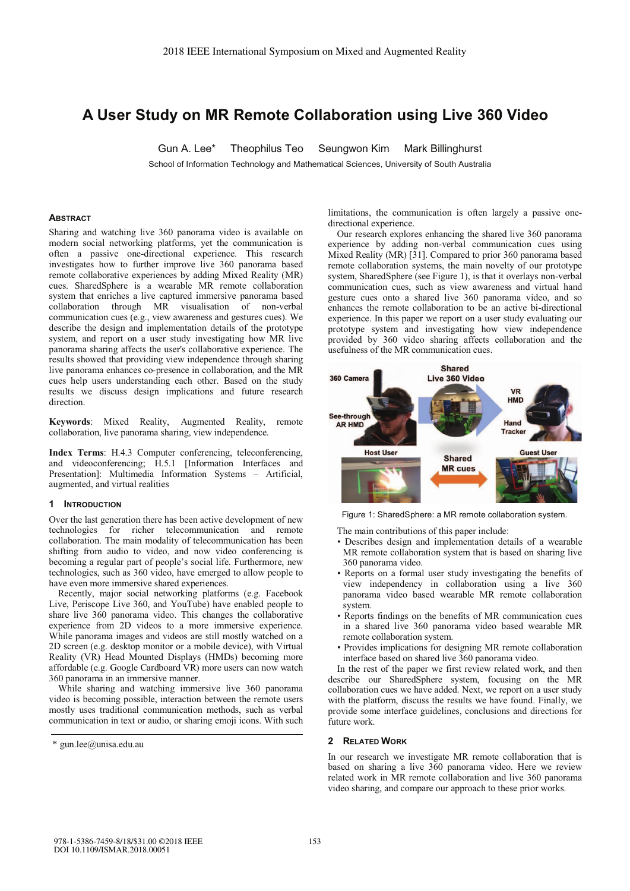# A User Study on MR Remote Collaboration using Live 360 Video

Gun A. Lee* Theophilus Teo Seungwon Kim Mark Billinghurst

School of Information Technology and Mathematical Sciences, University of South Australia

## Abstract

Sharing and watching live 360 panorama video is available on modern social networking platforms, yet the communication is often a passive one-directional experience. This research investigates how to further improve live 360 panorama based remote collaborative experiences by adding Mixed Reality (MR) cues. SharedSphere is a wearable MR remote collaboration system that enriches a live captured immersive panorama based collaboration through MR visualisation of non-verbal communication cues (e.g., view awareness and gestures cues). We describe the design and implementation details of the prototype system, and report on a user study investigating how MR live panorama sharing affects the user's collaborative experience. The results showed that providing view independence through sharing live panorama enhances co-presence in collaboration, and the MR cues help users understanding each other. Based on the study results we discuss design implications and future research direction.

**Keywords**: Mixed Reality, Augmented Reality, remote collaboration, live panorama sharing, view independence.

**Index Terms**: H.4.3 Computer conferencing, teleconferencing, and videoconferencing; H.5.1 [Information Interfaces and Presentation]: Multimedia Information Systems – Artificial, augmented, and virtual realities

## 1 Introduction

Over the last generation there has been active development of new technologies for richer telecommunication and remote collaboration. The main modality of telecommunication has been shifting from audio to video, and now video conferencing is becoming a regular part of people's social life. Furthermore, new technologies, such as 360 video, have emerged to allow people to have even more immersive shared experiences.

Recently, major social networking platforms (e.g. Facebook Live, Periscope Live 360, and YouTube) have enabled people to share live 360 panorama video. This changes the collaborative experience from 2D videos to a more immersive experience. While panorama images and videos are still mostly watched on a 2D screen (e.g. desktop monitor or a mobile device), with Virtual Reality (VR) Head Mounted Displays (HMDs) becoming more affordable (e.g. Google Cardboard VR) more users can now watch 360 panorama in an immersive manner.

While sharing and watching immersive live 360 panorama video is becoming possible, interaction between the remote users mostly uses traditional communication methods, such as verbal communication in text or audio, or sharing emoji icons. With such limitations, the communication is often largely a passive one-directional experience.

Our research explores enhancing the shared live 360 panorama experience by adding non-verbal communication cues using Mixed Reality (MR) [31]. Compared to prior 360 panorama based remote collaboration systems, the main novelty of our prototype system, SharedSphere (see Figure 1), is that it overlays non-verbal communication cues, such as view awareness and virtual hand gesture cues onto a shared live 360 panorama video, and so enhances the remote collaboration to be an active bi-directional experience. In this paper we report on a user study evaluating our prototype system and investigating how view independence provided by 360 video sharing affects collaboration and the usefulness of the MR communication cues.

Figure 1: SharedSphere: a MR remote collaboration system.

The main contributions of this paper include:

- Describes design and implementation details of a wearable MR remote collaboration system that is based on sharing live 360 panorama video.
- Reports on a formal user study investigating the benefits of view independency in collaboration using a live 360 panorama video based wearable MR remote collaboration system.
- Reports findings on the benefits of MR communication cues in a shared live 360 panorama video based wearable MR remote collaboration system.
- Provides implications for designing MR remote collaboration interface based on shared live 360 panorama video.

In the rest of the paper we first review related work, and then describe our SharedSphere system, focusing on the MR collaboration cues we have added. Next, we report on a user study with the platform, discuss the results we have found. Finally, we provide some interface guidelines, conclusions and directions for future work.

## 2 Related Work

In our research we investigate MR remote collaboration that is based on sharing a live 360 panorama video. Here we review related work in MR remote collaboration and live 360 panorama video sharing, and compare our approach to these prior works.

\* gun.lee@unisa.edu.au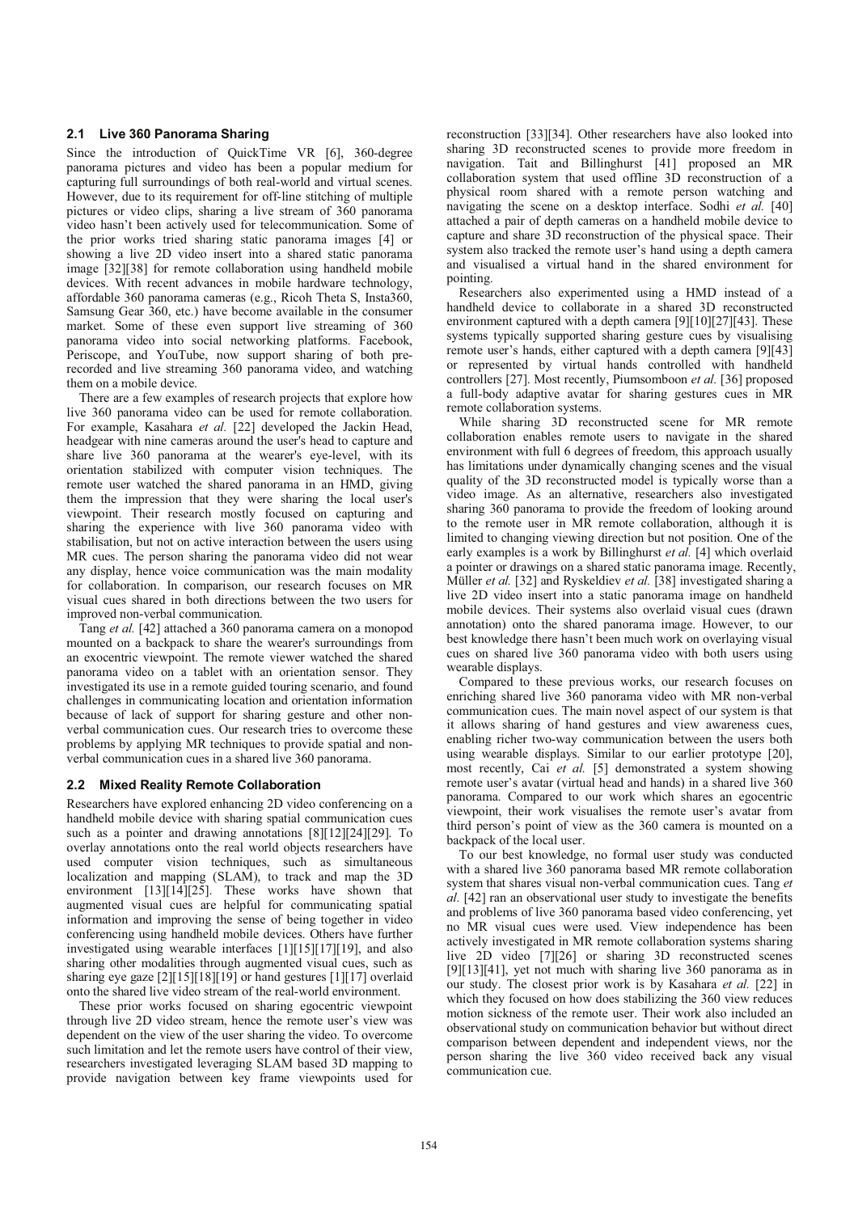### 2.1 Live 360 Panorama Sharing

Since the introduction of QuickTime VR [6], 360-degree panorama pictures and video has been a popular medium for capturing full surroundings of both real-world and virtual scenes. However, due to its requirement for off-line stitching of multiple pictures or video clips, sharing a live stream of 360 panorama video hasn't been actively used for telecommunication. Some of the prior works tried sharing static panorama images [4] or showing a live 2D video insert into a shared static panorama image [32][38] for remote collaboration using handheld mobile devices. With recent advances in mobile hardware technology, affordable 360 panorama cameras (e.g., Ricoh Theta S, Insta360, Samsung Gear 360, etc.) have become available in the consumer market. Some of these even support live streaming of 360 panorama video into social networking platforms. Facebook, Periscope, and YouTube, now support sharing of both pre-recorded and live streaming 360 panorama video, and watching them on a mobile device.

There are a few examples of research projects that explore how live 360 panorama video can be used for remote collaboration. For example, Kasahara *et al.* [22] developed the Jackin Head, headgear with nine cameras around the user's head to capture and share live 360 panorama at the wearer's eye-level, with its orientation stabilized with computer vision techniques. The remote user watched the shared panorama in an HMD, giving them the impression that they were sharing the local user's viewpoint. Their research mostly focused on capturing and sharing the experience with live 360 panorama video with stabilisation, but not on active interaction between the users using MR cues. The person sharing the panorama video did not wear any display, hence voice communication was the main modality for collaboration. In comparison, our research focuses on MR visual cues shared in both directions between the two users for improved non-verbal communication.

Tang *et al.* [42] attached a 360 panorama camera on a monopod mounted on a backpack to share the wearer's surroundings from an exocentric viewpoint. The remote viewer watched the shared panorama video on a tablet with an orientation sensor. They investigated its use in a remote guided touring scenario, and found challenges in communicating location and orientation information because of lack of support for sharing gesture and other non-verbal communication cues. Our research tries to overcome these problems by applying MR techniques to provide spatial and non-verbal communication cues in a shared live 360 panorama.

### 2.2 Mixed Reality Remote Collaboration

Researchers have explored enhancing 2D video conferencing on a handheld mobile device with sharing spatial communication cues such as a pointer and drawing annotations [8][12][24][29]. To overlay annotations onto the real world objects researchers have used computer vision techniques, such as simultaneous localization and mapping (SLAM), to track and map the 3D environment [13][14][25]. These works have shown that augmented visual cues are helpful for communicating spatial information and improving the sense of being together in video conferencing using handheld mobile devices. Others have further investigated using wearable interfaces [1][15][17][19], and also sharing other modalities through augmented visual cues, such as sharing eye gaze [2][15][18][19] or hand gestures [1][17] overlaid onto the shared live video stream of the real-world environment.

These prior works focused on sharing egocentric viewpoint through live 2D video stream, hence the remote user's view was dependent on the view of the user sharing the video. To overcome such limitation and let the remote users have control of their view, researchers investigated leveraging SLAM based 3D mapping to provide navigation between key frame viewpoints used for reconstruction [33][34]. Other researchers have also looked into sharing 3D reconstructed scenes to provide more freedom in navigation. Tait and Billinghurst [41] proposed an MR collaboration system that used offline 3D reconstruction of a physical room shared with a remote person watching and navigating the scene on a desktop interface. Sodhi *et al.* [40] attached a pair of depth cameras on a handheld mobile device to capture and share 3D reconstruction of the physical space. Their system also tracked the remote user's hand using a depth camera and visualised a virtual hand in the shared environment for pointing.

Researchers also experimented using a HMD instead of a handheld device to collaborate in a shared 3D reconstructed environment captured with a depth camera [9][10][27][43]. These systems typically supported sharing gesture cues by visualising remote user's hands, either captured with a depth camera [9][43] or represented by virtual hands controlled with handheld controllers [27]. Most recently, Piumsomboon *et al.* [36] proposed a full-body adaptive avatar for sharing gestures cues in MR remote collaboration systems.

While sharing 3D reconstructed scene for MR remote collaboration enables remote users to navigate in the shared environment with full 6 degrees of freedom, this approach usually has limitations under dynamically changing scenes and the visual quality of the 3D reconstructed model is typically worse than a video image. As an alternative, researchers also investigated sharing 360 panorama to provide the freedom of looking around to the remote user in MR remote collaboration, although it is limited to changing viewing direction but not position. One of the early examples is a work by Billinghurst *et al.* [4] which overlaid a pointer or drawings on a shared static panorama image. Recently, Müller *et al.* [32] and Ryskeldiev *et al.* [38] investigated sharing a live 2D video insert into a static panorama image on handheld mobile devices. Their systems also overlaid visual cues (drawn annotation) onto the shared panorama image. However, to our best knowledge there hasn't been much work on overlaying visual cues on shared live 360 panorama video with both users using wearable displays.

Compared to these previous works, our research focuses on enriching shared live 360 panorama video with MR non-verbal communication cues. The main novel aspect of our system is that it allows sharing of hand gestures and view awareness cues, enabling richer two-way communication between the users both using wearable displays. Similar to our earlier prototype [20], most recently, Cai *et al.* [5] demonstrated a system showing remote user's avatar (virtual head and hands) in a shared live 360 panorama. Compared to our work which shares an egocentric viewpoint, their work visualises the remote user's avatar from third person's point of view as the 360 camera is mounted on a backpack of the local user.

To our best knowledge, no formal user study was conducted with a shared live 360 panorama based MR remote collaboration system that shares visual non-verbal communication cues. Tang *et al.* [42] ran an observational user study to investigate the benefits and problems of live 360 panorama based video conferencing, yet no MR visual cues were used. View independence has been actively investigated in MR remote collaboration systems sharing live 2D video [7][26] or sharing 3D reconstructed scenes [9][13][41], yet not much with sharing live 360 panorama as in our study. The closest prior work is by Kasahara *et al.* [22] in which they focused on how does stabilizing the 360 view reduces motion sickness of the remote user. Their work also included an observational study on communication behavior but without direct comparison between dependent and independent views, nor the person sharing the live 360 video received back any visual communication cue.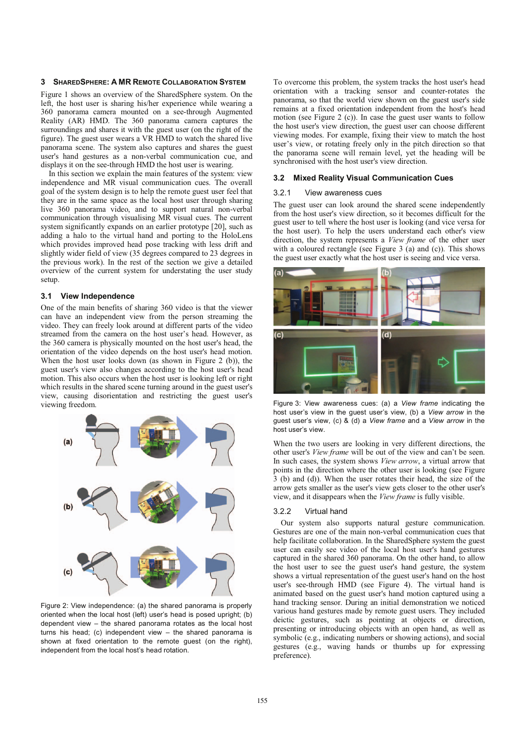## 3 SHAREDSPHERE: A MR REMOTE COLLABORATION SYSTEM

Figure 1 shows an overview of the SharedSphere system. On the left, the host user is sharing his/her experience while wearing a 360 panorama camera mounted on a see-through Augmented Reality (AR) HMD. The 360 panorama camera captures the surroundings and shares it with the guest user (on the right of the figure). The guest user wears a VR HMD to watch the shared live panorama scene. The system also captures and shares the guest user's hand gestures as a non-verbal communication cue, and displays it on the see-through HMD the host user is wearing.

In this section we explain the main features of the system: view independence and MR visual communication cues. The overall goal of the system design is to help the remote guest user feel that they are in the same space as the local host user through sharing live 360 panorama video, and to support natural non-verbal communication through visualising MR visual cues. The current system significantly expands on an earlier prototype [20], such as adding a halo to the virtual hand and porting to the HoloLens which provides improved head pose tracking with less drift and slightly wider field of view (35 degrees compared to 23 degrees in the previous work). In the rest of the section we give a detailed overview of the current system for understating the user study setup.

### 3.1 View Independence

One of the main benefits of sharing 360 video is that the viewer can have an independent view from the person streaming the video. They can freely look around at different parts of the video streamed from the camera on the host user's head. However, as the 360 camera is physically mounted on the host user's head, the orientation of the video depends on the host user's head motion. When the host user looks down (as shown in Figure 2 (b)), the guest user's view also changes according to the host user's head motion. This also occurs when the host user is looking left or right which results in the shared scene turning around in the guest user's view, causing disorientation and restricting the guest user's viewing freedom.

Figure 2: View independence: (a) the shared panorama is properly oriented when the local host (left) user's head is posed upright; (b) dependent view – the shared panorama rotates as the local host turns his head; (c) independent view – the shared panorama is shown at fixed orientation to the remote guest (on the right), independent from the local host's head rotation.

To overcome this problem, the system tracks the host user's head orientation with a tracking sensor and counter-rotates the panorama, so that the world view shown on the guest user's side remains at a fixed orientation independent from the host's head motion (see Figure 2 (c)). In case the guest user wants to follow the host user's view direction, the guest user can choose different viewing modes. For example, fixing their view to match the host user's view, or rotating freely only in the pitch direction so that the panorama scene will remain level, yet the heading will be synchronised with the host user's view direction.

### 3.2 Mixed Reality Visual Communication Cues

#### 3.2.1 View awareness cues

The guest user can look around the shared scene independently from the host user's view direction, so it becomes difficult for the guest user to tell where the host user is looking (and vice versa for the host user). To help the users understand each other's view direction, the system represents a *View frame* of the other user with a coloured rectangle (see Figure 3 (a) and (c)). This shows the guest user exactly what the host user is seeing and vice versa.

Figure 3: View awareness cues: (a) a *View frame* indicating the host user's view in the guest user's view, (b) a *View arrow* in the guest user's view, (c) & (d) a *View frame* and a *View arrow* in the host user's view.

When the two users are looking in very different directions, the other user's *View frame* will be out of the view and can't be seen. In such cases, the system shows *View arrow*, a virtual arrow that points in the direction where the other user is looking (see Figure 3 (b) and (d)). When the user rotates their head, the size of the arrow gets smaller as the user's view gets closer to the other user's view, and it disappears when the *View frame* is fully visible.

#### 3.2.2 Virtual hand

Our system also supports natural gesture communication. Gestures are one of the main non-verbal communication cues that help facilitate collaboration. In the SharedSphere system the guest user can easily see video of the local host user's hand gestures captured in the shared 360 panorama. On the other hand, to allow the host user to see the guest user's hand gesture, the system shows a virtual representation of the guest user's hand on the host user's see-through HMD (see Figure 4). The virtual hand is animated based on the guest user's hand motion captured using a hand tracking sensor. During an initial demonstration we noticed various hand gestures made by remote guest users. They included deictic gestures, such as pointing at objects or direction, presenting or introducing objects with an open hand, as well as symbolic (e.g., indicating numbers or showing actions), and social gestures (e.g., waving hands or thumbs up for expressing preference).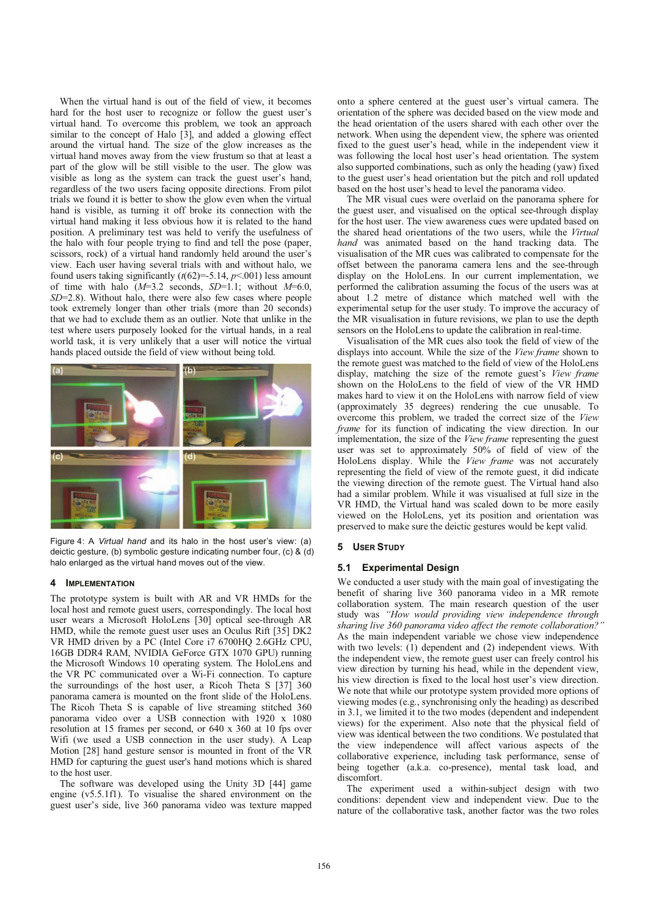When the virtual hand is out of the field of view, it becomes hard for the host user to recognize or follow the guest user's virtual hand. To overcome this problem, we took an approach similar to the concept of Halo [3], and added a glowing effect around the virtual hand. The size of the glow increases as the virtual hand moves away from the view frustum so that at least a part of the glow will be still visible to the user. The glow was visible as long as the system can track the guest user's hand, regardless of the two users facing opposite directions. From pilot trials we found it is better to show the glow even when the virtual hand is visible, as turning it off broke its connection with the virtual hand making it less obvious how it is related to the hand position. A preliminary test was held to verify the usefulness of the halo with four people trying to find and tell the pose (paper, scissors, rock) of a virtual hand randomly held around the user's view. Each user having several trials with and without halo, we found users taking significantly ($t$(62)=-5.14, $p$<.001) less amount of time with halo ($M$=3.2 seconds, $SD$=1.1; without $M$=6.0, $SD$=2.8). Without halo, there were also few cases where people took extremely longer than other trials (more than 20 seconds) that we had to exclude them as an outlier. Note that unlike in the test where users purposely looked for the virtual hands, in a real world task, it is very unlikely that a user will notice the virtual hands placed outside the field of view without being told.

Figure 4: A *Virtual hand* and its halo in the host user's view: (a) deictic gesture, (b) symbolic gesture indicating number four, (c) & (d) halo enlarged as the virtual hand moves out of the view.

## 4 Implementation

The prototype system is built with AR and VR HMDs for the local host and remote guest users, correspondingly. The local host user wears a Microsoft HoloLens [30] optical see-through AR HMD, while the remote guest user uses an Oculus Rift [35] DK2 VR HMD driven by a PC (Intel Core i7 6700HQ 2.6GHz CPU, 16GB DDR4 RAM, NVIDIA GeForce GTX 1070 GPU) running the Microsoft Windows 10 operating system. The HoloLens and the VR PC communicated over a Wi-Fi connection. To capture the surroundings of the host user, a Ricoh Theta S [37] 360 panorama camera is mounted on the front slide of the HoloLens. The Ricoh Theta S is capable of live streaming stitched 360 panorama video over a USB connection with 1920 x 1080 resolution at 15 frames per second, or 640 x 360 at 10 fps over Wifi (we used a USB connection in the user study). A Leap Motion [28] hand gesture sensor is mounted in front of the VR HMD for capturing the guest user's hand motions which is shared to the host user.

The software was developed using the Unity 3D [44] game engine (v5.5.1f1). To visualise the shared environment on the guest user's side, live 360 panorama video was texture mapped onto a sphere centered at the guest user's virtual camera. The orientation of the sphere was decided based on the view mode and the head orientation of the users shared with each other over the network. When using the dependent view, the sphere was oriented fixed to the guest user's head, while in the independent view it was following the local host user's head orientation. The system also supported combinations, such as only the heading (yaw) fixed to the guest user's head orientation but the pitch and roll updated based on the host user's head to level the panorama video.

The MR visual cues were overlaid on the panorama sphere for the guest user, and visualised on the optical see-through display for the host user. The view awareness cues were updated based on the shared head orientations of the two users, while the *Virtual hand* was animated based on the hand tracking data. The visualisation of the MR cues was calibrated to compensate for the offset between the panorama camera lens and the see-through display on the HoloLens. In our current implementation, we performed the calibration assuming the focus of the users was at about 1.2 metre of distance which matched well with the experimental setup for the user study. To improve the accuracy of the MR visualisation in future revisions, we plan to use the depth sensors on the HoloLens to update the calibration in real-time.

Visualisation of the MR cues also took the field of view of the displays into account. While the size of the *View frame* shown to the remote guest was matched to the field of view of the HoloLens display, matching the size of the remote guest's *View frame* shown on the HoloLens to the field of view of the VR HMD makes hard to view it on the HoloLens with narrow field of view (approximately 35 degrees) rendering the cue unusable. To overcome this problem, we traded the correct size of the *View frame* for its function of indicating the view direction. In our implementation, the size of the *View frame* representing the guest user was set to approximately 50% of field of view of the HoloLens display. While the *View frame* was not accurately representing the field of view of the remote guest, it did indicate the viewing direction of the remote guest. The Virtual hand also had a similar problem. While it was visualised at full size in the VR HMD, the Virtual hand was scaled down to be more easily viewed on the HoloLens, yet its position and orientation was preserved to make sure the deictic gestures would be kept valid.

## 5 User Study

### 5.1 Experimental Design

We conducted a user study with the main goal of investigating the benefit of sharing live 360 panorama video in a MR remote collaboration system. The main research question of the user study was *"How would providing view independence through sharing live 360 panorama video affect the remote collaboration?"* As the main independent variable we chose view independence with two levels: (1) dependent and (2) independent views. With the independent view, the remote guest user can freely control his view direction by turning his head, while in the dependent view, his view direction is fixed to the local host user's view direction. We note that while our prototype system provided more options of viewing modes (e.g., synchronising only the heading) as described in 3.1, we limited it to the two modes (dependent and independent views) for the experiment. Also note that the physical field of view was identical between the two conditions. We postulated that the view independence will affect various aspects of the collaborative experience, including task performance, sense of being together (a.k.a. co-presence), mental task load, and discomfort.

The experiment used a within-subject design with two conditions: dependent view and independent view. Due to the nature of the collaborative task, another factor was the two roles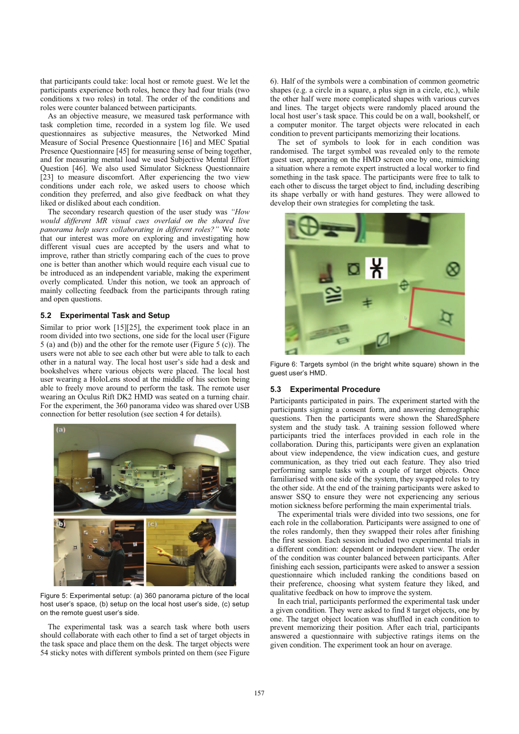that participants could take: local host or remote guest. We let the participants experience both roles, hence they had four trials (two conditions x two roles) in total. The order of the conditions and roles were counter balanced between participants.

As an objective measure, we measured task performance with task completion time, recorded in a system log file. We used questionnaires as subjective measures, the Networked Mind Measure of Social Presence Questionnaire [16] and MEC Spatial Presence Questionnaire [45] for measuring sense of being together, and for measuring mental load we used Subjective Mental Effort Question [46]. We also used Simulator Sickness Questionnaire [23] to measure discomfort. After experiencing the two view conditions under each role, we asked users to choose which condition they preferred, and also give feedback on what they liked or disliked about each condition.

The secondary research question of the user study was *"How would different MR visual cues overlaid on the shared live panorama help users collaborating in different roles?"* We note that our interest was more on exploring and investigating how different visual cues are accepted by the users and what to improve, rather than strictly comparing each of the cues to prove one is better than another which would require each visual cue to be introduced as an independent variable, making the experiment overly complicated. Under this notion, we took an approach of mainly collecting feedback from the participants through rating and open questions.

### 5.2 Experimental Task and Setup

Similar to prior work [15][25], the experiment took place in an room divided into two sections, one side for the local user (Figure 5 (a) and (b)) and the other for the remote user (Figure 5 (c)). The users were not able to see each other but were able to talk to each other in a natural way. The local host user's side had a desk and bookshelves where various objects were placed. The local host user wearing a HoloLens stood at the middle of his section being able to freely move around to perform the task. The remote user wearing an Oculus Rift DK2 HMD was seated on a turning chair. For the experiment, the 360 panorama video was shared over USB connection for better resolution (see section 4 for details).

Figure 5: Experimental setup: (a) 360 panorama picture of the local host user's space, (b) setup on the local host user's side, (c) setup on the remote guest user's side.

The experimental task was a search task where both users should collaborate with each other to find a set of target objects in the task space and place them on the desk. The target objects were 54 sticky notes with different symbols printed on them (see Figure 6). Half of the symbols were a combination of common geometric shapes (e.g. a circle in a square, a plus sign in a circle, etc.), while the other half were more complicated shapes with various curves and lines. The target objects were randomly placed around the local host user's task space. This could be on a wall, bookshelf, or a computer monitor. The target objects were relocated in each condition to prevent participants memorizing their locations.

The set of symbols to look for in each condition was randomised. The target symbol was revealed only to the remote guest user, appearing on the HMD screen one by one, mimicking a situation where a remote expert instructed a local worker to find something in the task space. The participants were free to talk to each other to discuss the target object to find, including describing its shape verbally or with hand gestures. They were allowed to develop their own strategies for completing the task.

Figure 6: Targets symbol (in the bright white square) shown in the guest user's HMD.

### 5.3 Experimental Procedure

Participants participated in pairs. The experiment started with the participants signing a consent form, and answering demographic questions. Then the participants were shown the SharedSphere system and the study task. A training session followed where participants tried the interfaces provided in each role in the collaboration. During this, participants were given an explanation about view independence, the view indication cues, and gesture communication, as they tried out each feature. They also tried performing sample tasks with a couple of target objects. Once familiarised with one side of the system, they swapped roles to try the other side. At the end of the training participants were asked to answer SSQ to ensure they were not experiencing any serious motion sickness before performing the main experimental trials.

The experimental trials were divided into two sessions, one for each role in the collaboration. Participants were assigned to one of the roles randomly, then they swapped their roles after finishing the first session. Each session included two experimental trials in a different condition: dependent or independent view. The order of the condition was counter balanced between participants. After finishing each session, participants were asked to answer a session questionnaire which included ranking the conditions based on their preference, choosing what system feature they liked, and qualitative feedback on how to improve the system.

In each trial, participants performed the experimental task under a given condition. They were asked to find 8 target objects, one by one. The target object location was shuffled in each condition to prevent memorizing their position. After each trial, participants answered a questionnaire with subjective ratings items on the given condition. The experiment took an hour on average.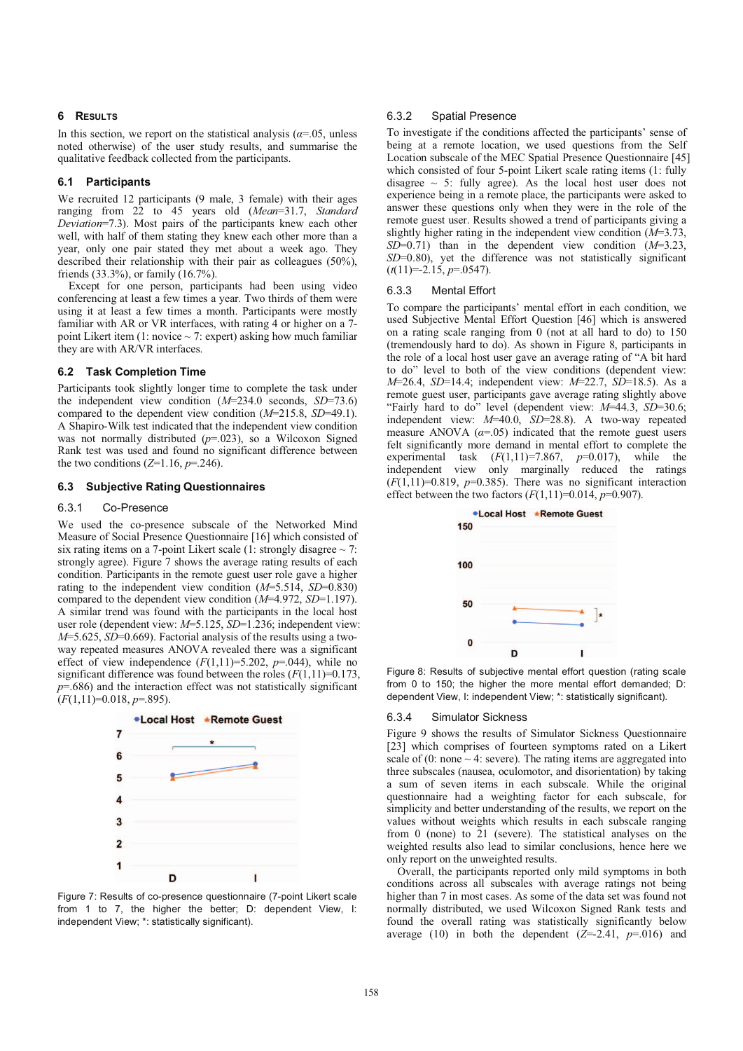## 6 RESULTS

In this section, we report on the statistical analysis ($\alpha$=.05, unless noted otherwise) of the user study results, and summarise the qualitative feedback collected from the participants.

### 6.1 Participants

We recruited 12 participants (9 male, 3 female) with their ages ranging from 22 to 45 years old (*Mean*=31.7, *Standard Deviation*=7.3). Most pairs of the participants knew each other well, with half of them stating they knew each other more than a year, only one pair stated they met about a week ago. They described their relationship with their pair as colleagues (50%), friends (33.3%), or family (16.7%).

Except for one person, participants had been using video conferencing at least a few times a year. Two thirds of them were using it at least a few times a month. Participants were mostly familiar with AR or VR interfaces, with rating 4 or higher on a 7-point Likert item (1: novice ~ 7: expert) asking how much familiar they are with AR/VR interfaces.

### 6.2 Task Completion Time

Participants took slightly longer time to complete the task under the independent view condition (*M*=234.0 seconds, *SD*=73.6) compared to the dependent view condition (*M*=215.8, *SD*=49.1). A Shapiro-Wilk test indicated that the independent view condition was not normally distributed (*p*=.023), so a Wilcoxon Signed Rank test was used and found no significant difference between the two conditions (*Z*=1.16, *p*=.246).

### 6.3 Subjective Rating Questionnaires

#### 6.3.1 Co-Presence

We used the co-presence subscale of the Networked Mind Measure of Social Presence Questionnaire [16] which consisted of six rating items on a 7-point Likert scale (1: strongly disagree ~ 7: strongly agree). Figure 7 shows the average rating results of each condition. Participants in the remote guest user role gave a higher rating to the independent view condition (*M*=5.514, *SD*=0.830) compared to the dependent view condition (*M*=4.972, *SD*=1.197). A similar trend was found with the participants in the local host user role (dependent view: *M*=5.125, *SD*=1.236; independent view: *M*=5.625, *SD*=0.669). Factorial analysis of the results using a two-way repeated measures ANOVA revealed there was a significant effect of view independence ($F(1,11)$=5.202, *p*=.044), while no significant difference was found between the roles ($F(1,11)$=0.173, *p*=.686) and the interaction effect was not statistically significant ($F(1,11)$=0.018, *p*=.895).

Figure 7: Results of co-presence questionnaire (7-point Likert scale from 1 to 7, the higher the better; D: dependent View, I: independent View; *: statistically significant).

#### 6.3.2 Spatial Presence

To investigate if the conditions affected the participants' sense of being at a remote location, we used questions from the Self Location subscale of the MEC Spatial Presence Questionnaire [45] which consisted of four 5-point Likert scale rating items (1: fully disagree ~ 5: fully agree). As the local host user does not experience being in a remote place, the participants were asked to answer these questions only when they were in the role of the remote guest user. Results showed a trend of participants giving a slightly higher rating in the independent view condition (*M*=3.73, *SD*=0.71) than in the dependent view condition (*M*=3.23, *SD*=0.80), yet the difference was not statistically significant ($t(11)$=-2.15, *p*=.0547).

#### 6.3.3 Mental Effort

To compare the participants' mental effort in each condition, we used Subjective Mental Effort Question [46] which is answered on a rating scale ranging from 0 (not at all hard to do) to 150 (tremendously hard to do). As shown in Figure 8, participants in the role of a local host user gave an average rating of "A bit hard to do" level to both of the view conditions (dependent view: *M*=26.4, *SD*=14.4; independent view: *M*=22.7, *SD*=18.5). As a remote guest user, participants gave average rating slightly above "Fairly hard to do" level (dependent view: *M*=44.3, *SD*=30.6; independent view: *M*=40.0, *SD*=28.8). A two-way repeated measure ANOVA ($\alpha$=.05) indicated that the remote guest users felt significantly more demand in mental effort to complete the experimental task ($F(1,11)$=7.867, *p*=0.017), while the independent view only marginally reduced the ratings ($F(1,11)$=0.819, *p*=0.385). There was no significant interaction effect between the two factors ($F(1,11)$=0.014, *p*=0.907).

Figure 8: Results of subjective mental effort question (rating scale from 0 to 150; the higher the more mental effort demanded; D: dependent View, I: independent View; *: statistically significant).

#### 6.3.4 Simulator Sickness

Figure 9 shows the results of Simulator Sickness Questionnaire [23] which comprises of fourteen symptoms rated on a Likert scale of (0: none ~ 4: severe). The rating items are aggregated into three subscales (nausea, oculomotor, and disorientation) by taking a sum of seven items in each subscale. While the original questionnaire had a weighting factor for each subscale, for simplicity and better understanding of the results, we report on the values without weights which results in each subscale ranging from 0 (none) to 21 (severe). The statistical analyses on the weighted results also lead to similar conclusions, hence here we only report on the unweighted results.

Overall, the participants reported only mild symptoms in both conditions across all subscales with average ratings not being higher than 7 in most cases. As some of the data set was found not normally distributed, we used Wilcoxon Signed Rank tests and found the overall rating was statistically significantly below average (10) in both the dependent (*Z*=-2.41, *p*=.016) and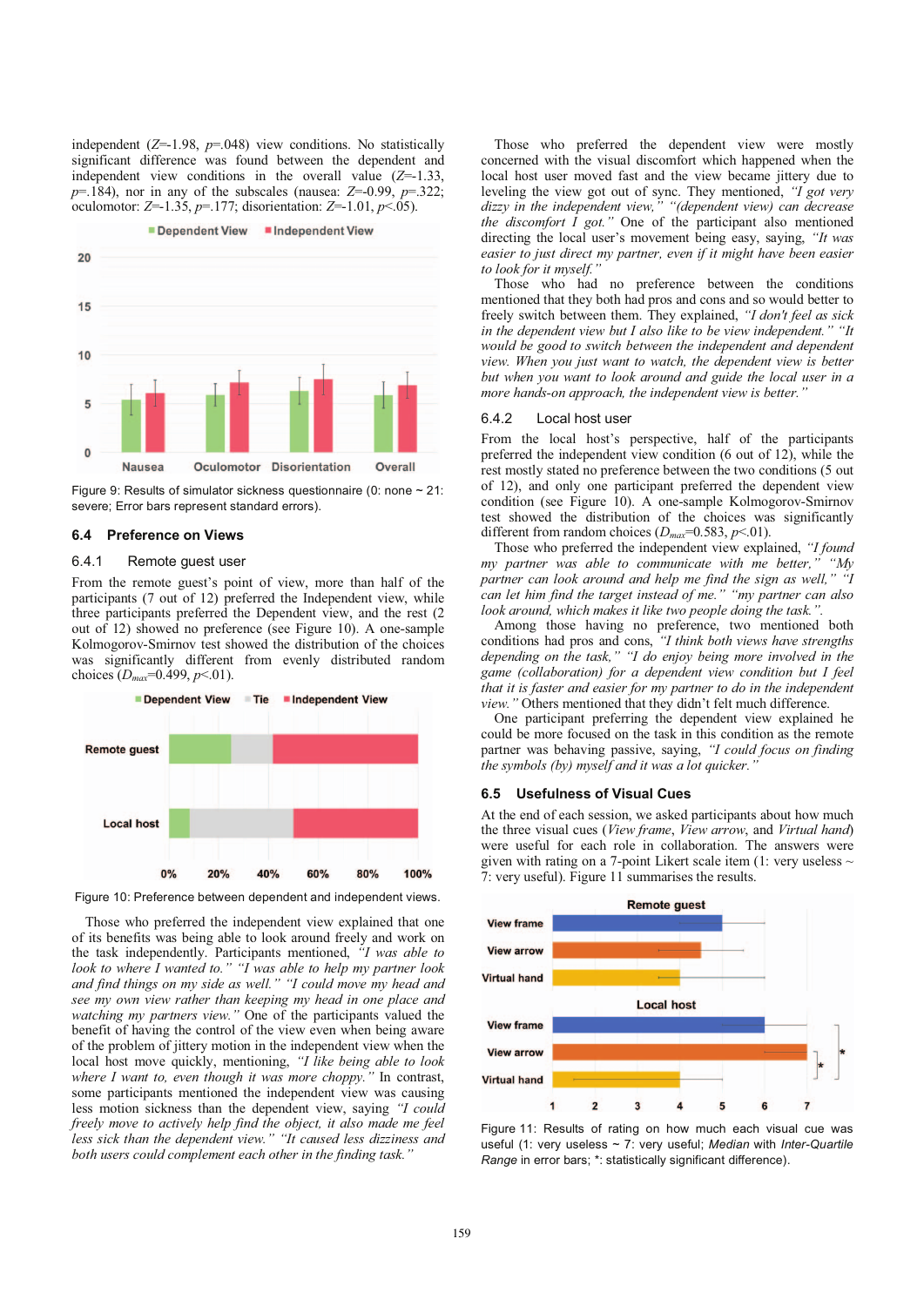independent ($Z$=-1.98, $p$=.048) view conditions. No statistically significant difference was found between the dependent and independent view conditions in the overall value ($Z$=-1.33, $p$=.184), nor in any of the subscales (nausea: $Z$=-0.99, $p$=.322; oculomotor: $Z$=-1.35, $p$=.177; disorientation: $Z$=-1.01, $p$<.05).

Figure 9: Results of simulator sickness questionnaire (0: none ~ 21: severe; Error bars represent standard errors).

## 6.4 Preference on Views

### 6.4.1 Remote guest user

From the remote guest's point of view, more than half of the participants (7 out of 12) preferred the Independent view, while three participants preferred the Dependent view, and the rest (2 out of 12) showed no preference (see Figure 10). A one-sample Kolmogorov-Smirnov test showed the distribution of the choices was significantly different from evenly distributed random choices ($D_{max}$=0.499, $p$<.01).

Figure 10: Preference between dependent and independent views.

Those who preferred the independent view explained that one of its benefits was being able to look around freely and work on the task independently. Participants mentioned, *"I was able to look to where I wanted to." "I was able to help my partner look and find things on my side as well." "I could move my head and see my own view rather than keeping my head in one place and watching my partners view."* One of the participants valued the benefit of having the control of the view even when being aware of the problem of jittery motion in the independent view when the local host move quickly, mentioning, *"I like being able to look where I want to, even though it was more choppy."* In contrast, some participants mentioned the independent view was causing less motion sickness than the dependent view, saying *"I could freely move to actively help find the object, it also made me feel less sick than the dependent view." "It caused less dizziness and both users could complement each other in the finding task."*

Those who preferred the dependent view were mostly concerned with the visual discomfort which happened when the local host user moved fast and the view became jittery due to leveling the view got out of sync. They mentioned, *"I got very dizzy in the independent view," "(dependent view) can decrease the discomfort I got."* One of the participant also mentioned directing the local user's movement being easy, saying, *"It was easier to just direct my partner, even if it might have been easier to look for it myself."*

Those who had no preference between the conditions mentioned that they both had pros and cons and so would better to freely switch between them. They explained, *"I don't feel as sick in the dependent view but I also like to be view independent." "It would be good to switch between the independent and dependent view. When you just want to watch, the dependent view is better but when you want to look around and guide the local user in a more hands-on approach, the independent view is better."*

### 6.4.2 Local host user

From the local host's perspective, half of the participants preferred the independent view condition (6 out of 12), while the rest mostly stated no preference between the two conditions (5 out of 12), and only one participant preferred the dependent view condition (see Figure 10). A one-sample Kolmogorov-Smirnov test showed the distribution of the choices was significantly different from random choices ($D_{max}$=0.583, $p$<.01).

Those who preferred the independent view explained, *"I found my partner was able to communicate with me better," "My partner can look around and help me find the sign as well," "I can let him find the target instead of me." "my partner can also look around, which makes it like two people doing the task."*.

Among those having no preference, two mentioned both conditions had pros and cons, *"I think both views have strengths depending on the task," "I do enjoy being more involved in the game (collaboration) for a dependent view condition but I feel that it is faster and easier for my partner to do in the independent view."* Others mentioned that they didn't felt much difference.

One participant preferring the dependent view explained he could be more focused on the task in this condition as the remote partner was behaving passive, saying, *"I could focus on finding the symbols (by) myself and it was a lot quicker."*

## 6.5 Usefulness of Visual Cues

At the end of each session, we asked participants about how much the three visual cues (*View frame*, *View arrow*, and *Virtual hand*) were useful for each role in collaboration. The answers were given with rating on a 7-point Likert scale item (1: very useless ~ 7: very useful). Figure 11 summarises the results.

Figure 11: Results of rating on how much each visual cue was useful (1: very useless ~ 7: very useful; *Median* with *Inter-Quartile Range* in error bars; *: statistically significant difference).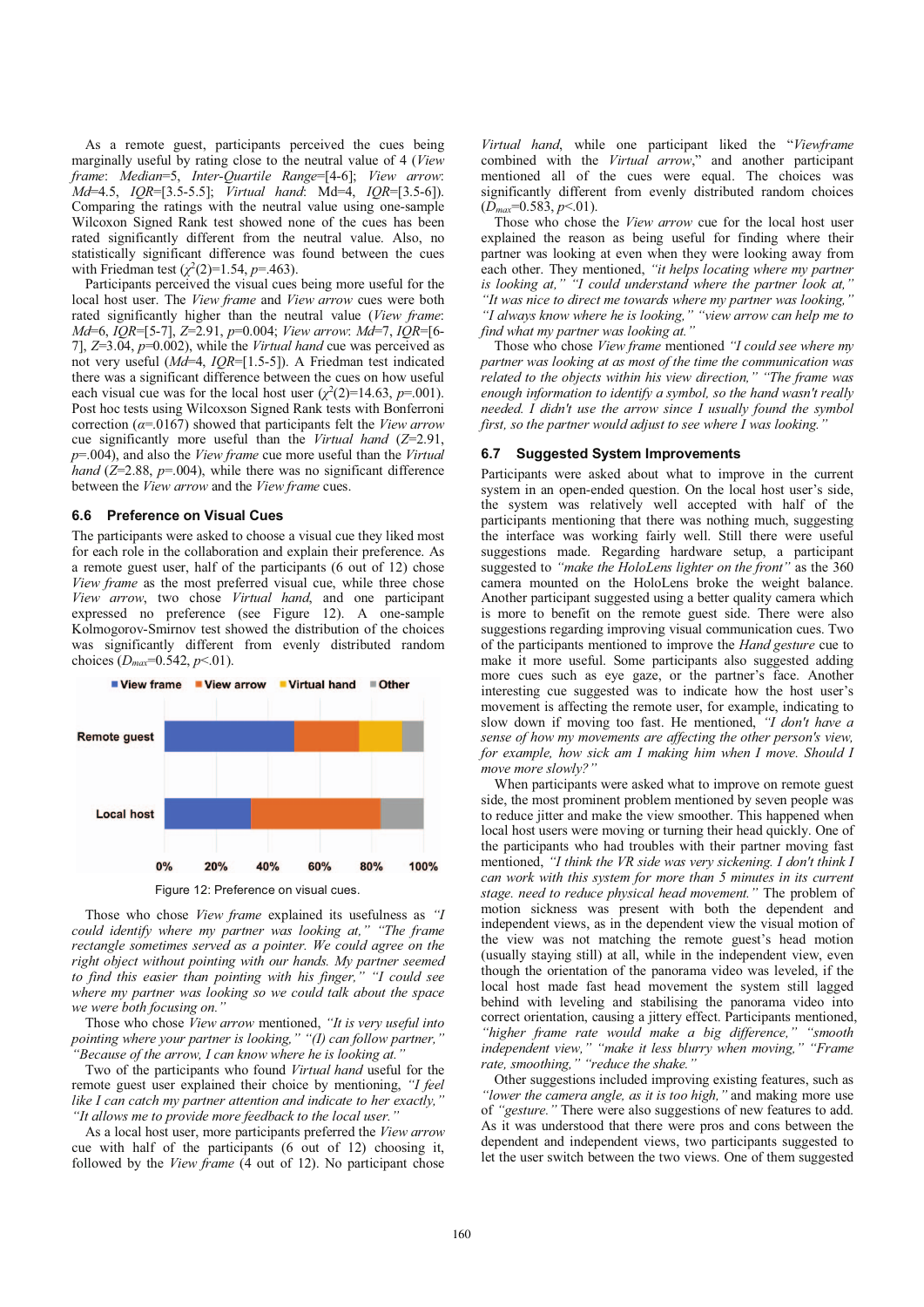As a remote guest, participants perceived the cues being marginally useful by rating close to the neutral value of 4 (*View frame*: *Median*=5, *Inter-Quartile Range*=[4-6]; *View arrow*: *Md*=4.5, *IQR*=[3.5-5.5]; *Virtual hand*: Md=4, *IQR*=[3.5-6]). Comparing the ratings with the neutral value using one-sample Wilcoxon Signed Rank test showed none of the cues has been rated significantly different from the neutral value. Also, no statistically significant difference was found between the cues with Friedman test ($\chi^2(2)$=1.54, *p*=.463).

Participants perceived the visual cues being more useful for the local host user. The *View frame* and *View arrow* cues were both rated significantly higher than the neutral value (*View frame*: *Md*=6, *IQR*=[5-7], *Z*=2.91, *p*=0.004; *View arrow*: *Md*=7, *IQR*=[6-7], *Z*=3.04, *p*=0.002), while the *Virtual hand* cue was perceived as not very useful (*Md*=4, *IQR*=[1.5-5]). A Friedman test indicated there was a significant difference between the cues on how useful each visual cue was for the local host user ($\chi^2(2)$=14.63, *p*=.001). Post hoc tests using Wilcoxon Signed Rank tests with Bonferroni correction ($\alpha$=.0167) showed that participants felt the *View arrow* cue significantly more useful than the *Virtual hand* (*Z*=2.91, *p*=.004), and also the *View frame* cue more useful than the *Virtual hand* (*Z*=2.88, *p*=.004), while there was no significant difference between the *View arrow* and the *View frame* cues.

### 6.6 Preference on Visual Cues

The participants were asked to choose a visual cue they liked most for each role in the collaboration and explain their preference. As a remote guest, half of the participants (6 out of 12) chose *View frame* as the most preferred visual cue, while three chose *View arrow*, two chose *Virtual hand*, and one participant expressed no preference (see Figure 12). A one-sample Kolmogorov-Smirnov test showed the distribution of the choices was significantly different from evenly distributed random choices ($D_{max}$=0.542, *p*<.01).

Figure 12: Preference on visual cues.

Those who chose *View frame* explained its usefulness as *"I could identify where my partner was looking at," "The frame rectangle sometimes served as a pointer. We could agree on the right object without pointing with our hands. My partner seemed to find this easier than pointing with his finger," "I could see where my partner was looking so we could talk about the space we were both focusing on."*

Those who chose *View arrow* mentioned, *"It is very useful into pointing where your partner is looking," "(I) can follow partner," "Because of the arrow, I can know where he is looking at."*

Two of the participants who found *Virtual hand* useful for the remote guest user explained their choice by mentioning, *"I feel like I can catch my partner attention and indicate to her exactly," "It allows me to provide more feedback to the local user."*

As a local host user, more participants preferred the *View arrow* cue with half of the participants (6 out of 12) choosing it, followed by the *View frame* (4 out of 12). No participant chose *Virtual hand*, while one participant liked the "*Viewframe* combined with the *Virtual arrow*," and another participant mentioned all of the cues were equal. The choices was significantly different from evenly distributed random choices ($D_{max}$=0.583, *p*<.01).

Those who chose the *View arrow* cue for the local host user explained the reason as being useful for finding where their partner was looking at even when they were looking away from each other. They mentioned, *"it helps locating where my partner is looking at," "I could understand where the partner look at," "It was nice to direct me towards where my partner was looking," "I always know where he is looking," "view arrow can help me to find what my partner was looking at."*

Those who chose *View frame* mentioned *"I could see where my partner was looking at as most of the time the communication was related to the objects within his view direction," "The frame was enough information to identify a symbol, so the hand wasn't really needed. I didn't use the arrow since I usually found the symbol first, so the partner would adjust to see where I was looking."*

### 6.7 Suggested System Improvements

Participants were asked about what to improve in the current system in an open-ended question. On the local host user's side, the system was relatively well accepted with half of the participants mentioning that there was nothing much, suggesting the interface was working fairly well. Still there were useful suggestions made. Regarding hardware setup, a participant suggested to *"make the HoloLens lighter on the front"* as the 360 camera mounted on the HoloLens broke the weight balance. Another participant suggested using a better quality camera which is more to benefit on the remote guest side. There were also suggestions regarding improving visual communication cues. Two of the participants mentioned to improve the *Hand gesture* cue to make it more useful. Some participants also suggested adding more cues such as eye gaze, or the partner's face. Another interesting cue suggested was to indicate how the host user's movement is affecting the remote user, for example, indicating to slow down if moving too fast. He mentioned, *"I don't have a sense of how my movements are affecting the other person's view, for example, how sick am I making him when I move. Should I move more slowly?"*

When participants were asked what to improve on remote guest side, the most prominent problem mentioned by seven people was to reduce jitter and make the view smoother. This happened when local host users were moving or turning their head quickly. One of the participants who had troubles with their partner moving fast mentioned, *"I think the VR side was very sickening. I don't think I can work with this system for more than 5 minutes in its current stage. need to reduce physical head movement."* The problem of motion sickness was present with both the dependent and independent views, as in the dependent view the visual motion of the view was not matching the remote guest's head motion (usually staying still) at all, while in the independent view, even though the orientation of the panorama video was leveled, if the local host made fast head movement the system still lagged behind with leveling and stabilising the panorama video into correct orientation, causing a jittery effect. Participants mentioned, *"higher frame rate would make a big difference," "smooth independent view," "make it less blurry when moving," "Frame rate, smoothing," "reduce the shake."*

Other suggestions included improving existing features, such as *"lower the camera angle, as it is too high,"* and making more use of *"gesture."* There were also suggestions of new features to add. As it was understood that there were pros and cons between the dependent and independent views, two participants suggested to let the user switch between the two views. One of them suggested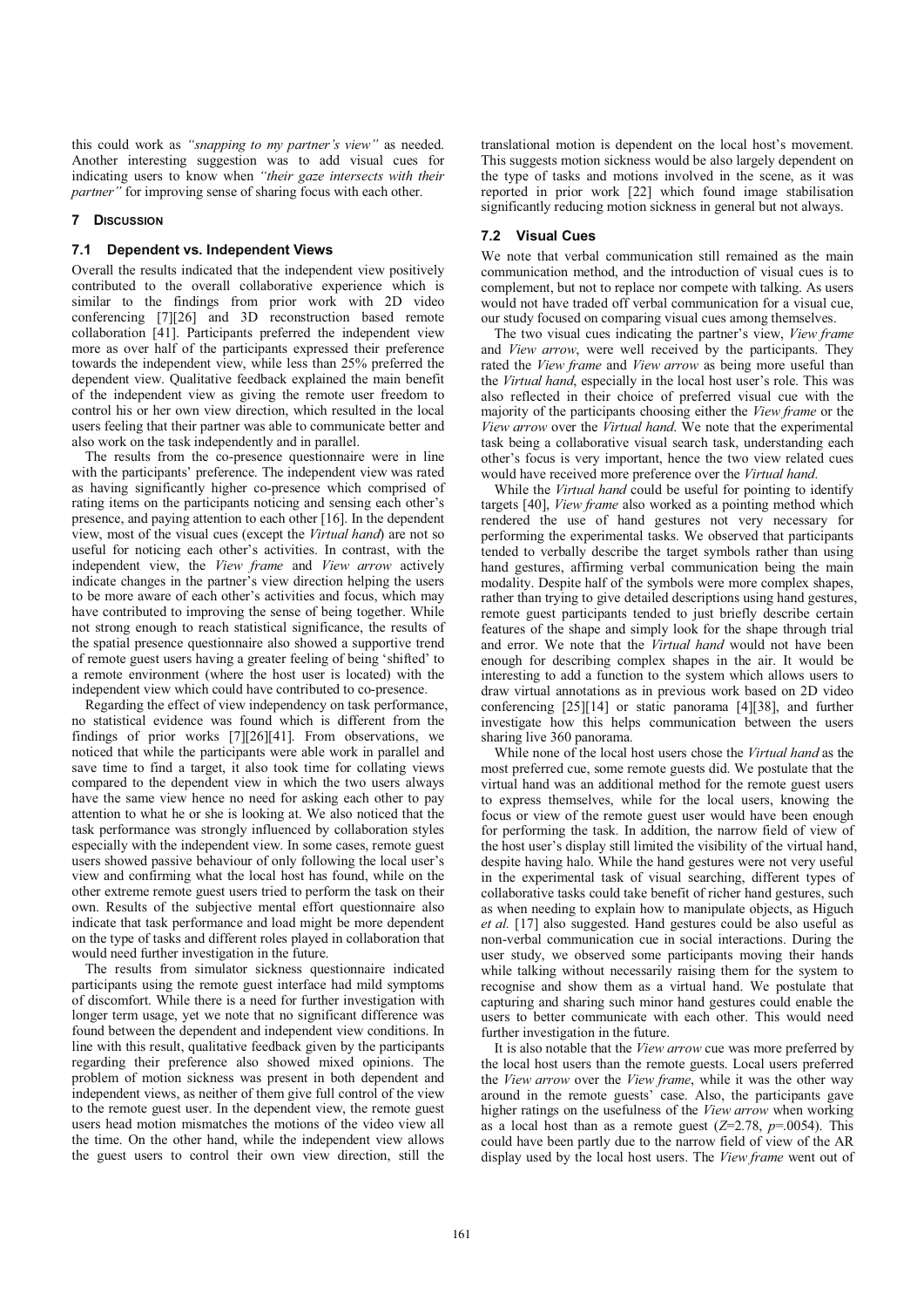this could work as *"snapping to my partner's view"* as needed. Another interesting suggestion was to add visual cues for indicating users to know when *"their gaze intersects with their partner"* for improving sense of sharing focus with each other.

# 7 DISCUSSION

## 7.1 Dependent vs. Independent Views

Overall the results indicated that the independent view positively contributed to the overall collaborative experience which is similar to the findings from prior work with 2D video conferencing [7][26] and 3D reconstruction based remote collaboration [41]. Participants preferred the independent view more as over half of the participants expressed their preference towards the independent view, while less than 25% preferred the dependent view. Qualitative feedback explained the main benefit of the independent view as giving the remote user freedom to control his or her own view direction, which resulted in the local users feeling that their partner was able to communicate better and also work on the task independently and in parallel.

The results from the co-presence questionnaire were in line with the participants' preference. The independent view was rated as having significantly higher co-presence which comprised of rating items on the participants noticing and sensing each other's presence, and paying attention to each other [16]. In the dependent view, most of the visual cues (except the *Virtual hand*) are not so useful for noticing each other's activities. In contrast, with the independent view, the *View frame* and *View arrow* actively indicate changes in the partner's view direction helping the users to be more aware of each other's activities and focus, which may have contributed to improving the sense of being together. While not strong enough to reach statistical significance, the results of the spatial presence questionnaire also showed a supportive trend of remote guest users having a greater feeling of being 'shifted' to a remote environment (where the host user is located) with the independent view which could have contributed to co-presence.

Regarding the effect of view independency on task performance, no statistical evidence was found which is different from the findings of prior works [7][26][41]. From observations, we noticed that while the participants were able work in parallel and save time to find a target, it also took time for collating views compared to the dependent view in which the two users always have the same view hence no need for asking each other to pay attention to what he or she is looking at. We also noticed that the task performance was strongly influenced by collaboration styles especially with the independent view. In some cases, remote guest users showed passive behaviour of only following the local user's view and confirming what the local host has found, while on the other extreme remote guest users tried to perform the task on their own. Results of the subjective mental effort questionnaire also indicate that task performance and load might be more dependent on the type of tasks and different roles played in collaboration that would need further investigation in the future.

The results from simulator sickness questionnaire indicated participants using the remote guest interface had mild symptoms of discomfort. While there is a need for further investigation with longer term usage, yet we note that no significant difference was found between the dependent and independent view conditions. In line with this result, qualitative feedback given by the participants regarding their preference also showed mixed opinions. The problem of motion sickness was present in both dependent and independent views, as neither of them give full control of the view to the remote guest user. In the dependent view, the remote guest users head motion mismatches the motions of the video view all the time. On the other hand, while the independent view allows the guest users to control their own view direction, still the translational motion is dependent on the local host's movement. This suggests motion sickness would be also largely dependent on the type of tasks and motions involved in the scene, as it was reported in prior work [22] which found image stabilisation significantly reducing motion sickness in general but not always.

## 7.2 Visual Cues

We note that verbal communication still remained as the main communication method, and the introduction of visual cues is to complement, but not to replace nor compete with talking. As users would not have traded off verbal communication for a visual cue, our study focused on comparing visual cues among themselves.

The two visual cues indicating the partner's view, *View frame* and *View arrow*, were well received by the participants. They rated the *View frame* and *View arrow* as being more useful than the *Virtual hand*, especially in the local host user's role. This was also reflected in their choice of preferred visual cue with the majority of the participants choosing either the *View frame* or the *View arrow* over the *Virtual hand*. We note that the experimental task being a collaborative visual search task, understanding each other's focus is very important, hence the two view related cues would have received more preference over the *Virtual hand*.

While the *Virtual hand* could be useful for pointing to identify targets [40], *View frame* also worked as a pointing method which rendered the use of hand gestures not very necessary for performing the experimental tasks. We observed that participants tended to verbally describe the target symbols rather than using hand gestures, affirming verbal communication being the main modality. Despite half of the symbols were more complex shapes, rather than trying to give detailed descriptions using hand gestures, remote guest participants tended to just briefly describe certain features of the shape and simply look for the shape through trial and error. We note that the *Virtual hand* would not have been enough for describing complex shapes in the air. It would be interesting to add a function to the system which allows users to draw virtual annotations as in previous work based on 2D video conferencing [25][14] or static panorama [4][38], and further investigate how this helps communication between the users sharing live 360 panorama.

While none of the local host users chose the *Virtual hand* as the most preferred cue, some remote guests did. We postulate that the virtual hand was an additional method for the remote guest users to express themselves, while for the local users, knowing the focus or view of the remote guest user would have been enough for performing the task. In addition, the narrow field of view of the host user's display still limited the visibility of the virtual hand, despite having halo. While the hand gestures were not very useful in the experimental task of visual searching, different types of collaborative tasks could take benefit of richer hand gestures, such as when needing to explain how to manipulate objects, as Higuch *et al.* [17] also suggested. Hand gestures could be also useful as non-verbal communication cue in social interactions. During the user study, we observed some participants moving their hands while talking without necessarily raising them for the system to recognise and show them as a virtual hand. We postulate that capturing and sharing such minor hand gestures could enable the users to better communicate with each other. This would need further investigation in the future.

It is also notable that the *View arrow* cue was more preferred by the local host users than the remote guests. Local users preferred the *View arrow* over the *View frame*, while it was the other way around in the remote guests' case. Also, the participants gave higher ratings on the usefulness of the *View arrow* when working as a local host than as a remote guest ($Z$=2.78, $p$=.0054). This could have been partly due to the narrow field of view of the AR display used by the local host users. The *View frame* went out of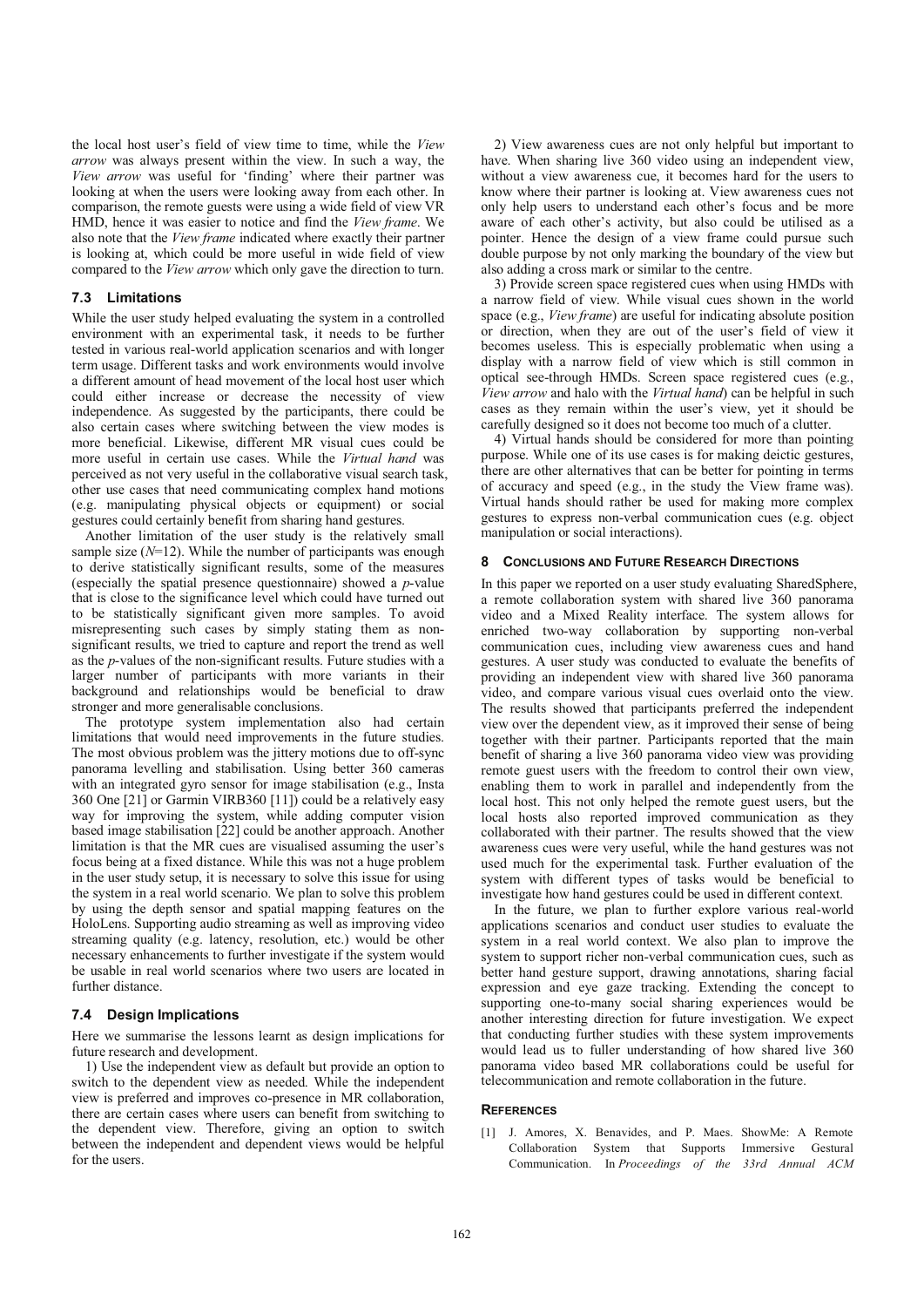the local host user's field of view time to time, while the *View arrow* was always present within the view. In such a way, the *View arrow* was useful for 'finding' where their partner was looking at when the users were looking away from each other. In comparison, the remote guests were using a wide field of view VR HMD, hence it was easier to notice and find the *View frame*. We also note that the *View frame* indicated where exactly their partner is looking at, which could be more useful in wide field of view compared to the *View arrow* which only gave the direction to turn.

### 7.3 Limitations

While the user study helped evaluating the system in a controlled environment with an experimental task, it needs to be further tested in various real-world application scenarios and with longer term usage. Different tasks and work environments would involve a different amount of head movement of the local host user which could either increase or decrease the necessity of view independence. As suggested by the participants, there could be also certain cases where switching between the view modes is more beneficial. Likewise, different MR visual cues could be more useful in certain use cases. While the *Virtual hand* was perceived as not very useful in the collaborative visual search task, other use cases that need communicating complex hand motions (e.g. manipulating physical objects or equipment) or social gestures could certainly benefit from sharing hand gestures.

Another limitation of the user study is the relatively small sample size ($N$=12). While the number of participants was enough to derive statistically significant results, some of the measures (especially the spatial presence questionnaire) showed a $p$-value that is close to the significance level which could have turned out to be statistically significant given more samples. To avoid misrepresenting such cases by simply stating them as non-significant results, we tried to capture and report the trend as well as the $p$-values of the non-significant results. Future studies with a larger number of participants with more variants in their background and relationships would be beneficial to draw stronger and more generalisable conclusions.

The prototype system implementation also had certain limitations that would need improvements in the future studies. The most obvious problem was the jittery motions due to off-sync panorama levelling and stabilisation. Using better 360 cameras with an integrated gyro sensor for image stabilisation (e.g., Insta 360 One [21] or Garmin VIRB360 [11]) could be a relatively easy way for improving the system, while adding computer vision based image stabilisation [22] could be another approach. Another limitation is that the MR cues are visualised assuming the user's focus being at a fixed distance. While this was not a huge problem in the user study setup, it is necessary to solve this issue for using the system in a real world scenario. We plan to solve this problem by using the depth sensor and spatial mapping features on the HoloLens. Supporting audio streaming as well as improving video streaming quality (e.g. latency, resolution, etc.) would be other necessary enhancements to further investigate if the system would be usable in real world scenarios where two users are located in further distance.

### 7.4 Design Implications

Here we summarise the lessons learnt as design implications for future research and development.

1) Use the independent view as default but provide an option to switch to the dependent view as needed. While the independent view is preferred and improves co-presence in MR collaboration, there are certain cases where users can benefit from switching to the dependent view. Therefore, giving an option to switch between the independent and dependent views would be helpful for the users.

2) View awareness cues are not only helpful but important to have. When sharing live 360 video using an independent view, without a view awareness cue, it becomes hard for the users to know where their partner is looking at. View awareness cues not only help users to understand each other's focus and be more aware of each other's activity, but also could be utilised as a pointer. Hence the design of a view frame could pursue such double purpose by not only marking the boundary of the view but also adding a cross mark or similar to the centre.

3) Provide screen space registered cues when using HMDs with a narrow field of view. While visual cues shown in the world space (e.g., *View frame*) are useful for indicating absolute position or direction, when they are out of the user's field of view it becomes useless. This is especially problematic when using a display with a narrow field of view which is still common in optical see-through HMDs. Screen space registered cues (e.g., *View arrow* and halo with the *Virtual hand*) can be helpful in such cases as they remain within the user's view, yet it should be carefully designed so it does not become too much of a clutter.

4) Virtual hands should be considered for more than pointing purpose. While one of its use cases is for making deictic gestures, there are other alternatives that can be better for pointing in terms of accuracy and speed (e.g., in the study the View frame was). Virtual hands should rather be used for making more complex gestures to express non-verbal communication cues (e.g. object manipulation or social interactions).

## 8 Conclusions and Future Research Directions

In this paper we reported on a user study evaluating SharedSphere, a remote collaboration system with shared live 360 panorama video and a Mixed Reality interface. The system allows for enriched two-way collaboration by supporting non-verbal communication cues, including view awareness cues and hand gestures. A user study was conducted to evaluate the benefits of providing an independent view with shared live 360 panorama video, and compare various visual cues overlaid onto the view. The results showed that participants preferred the independent view over the dependent view, as it improved their sense of being together with their partner. Participants reported that the main benefit of sharing a live 360 panorama video view was providing remote guest users with the freedom to control their own view, enabling them to work in parallel and independently from the local host. This not only helped the remote guest users, but the local hosts also reported improved communication as they collaborated with their partner. The results showed that the view awareness cues were very useful, while the hand gestures was not used much for the experimental task. Further evaluation of the system with different types of tasks would be beneficial to investigate how hand gestures could be used in different context.

In the future, we plan to further explore various real-world applications scenarios and conduct user studies to evaluate the system in a real world context. We also plan to improve the system to support richer non-verbal communication cues, such as better hand gesture support, drawing annotations, sharing facial expression and eye gaze tracking. Extending the concept to supporting one-to-many social sharing experiences would be another interesting direction for future investigation. We expect that conducting further studies with these system improvements would lead us to fuller understanding of how shared live 360 panorama video based MR collaborations could be useful for telecommunication and remote collaboration in the future.

## References

[1] J. Amores, X. Benavides, and P. Maes. ShowMe: A Remote Collaboration System that Supports Immersive Gestural Communication. In *Proceedings of the 33rd Annual ACM*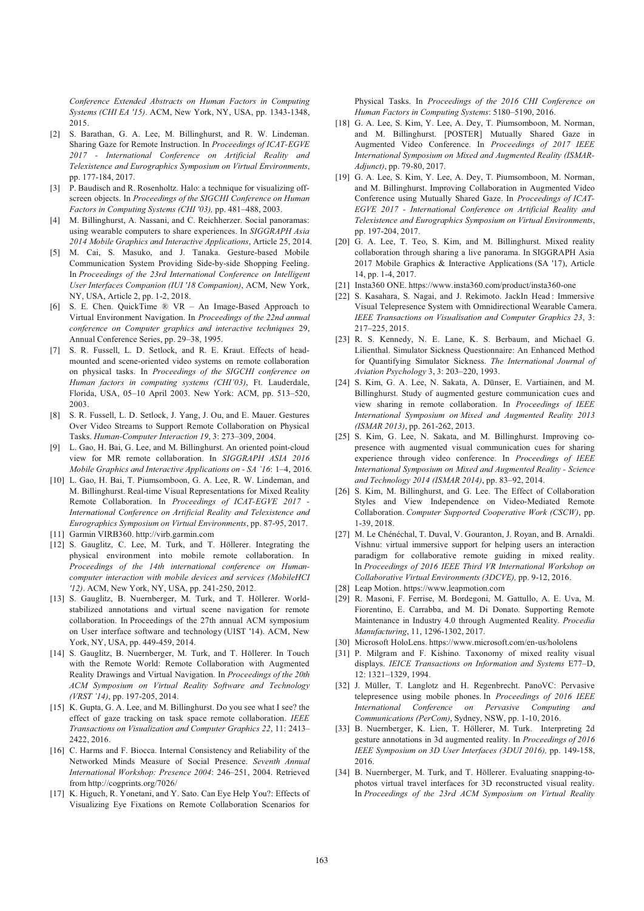*Conference Extended Abstracts on Human Factors in Computing Systems (CHI EA '15)*. ACM, New York, NY, USA, pp. 1343-1348, 2015.

[2] S. Barathan, G. A. Lee, M. Billinghurst, and R. W. Lindeman. Sharing Gaze for Remote Instruction. In *Proceedings of ICAT-EGVE 2017 - International Conference on Artificial Reality and Telexistence and Eurographics Symposium on Virtual Environments*, pp. 177-184, 2017.

[3] P. Baudisch and R. Rosenholtz. Halo: a technique for visualizing off-screen objects. In *Proceedings of the SIGCHI Conference on Human Factors in Computing Systems (CHI '03),* pp. 481–488, 2003.

[4] M. Billinghurst, A. Nassani, and C. Reichherzer. Social panoramas: using wearable computers to share experiences. In *SIGGRAPH Asia 2014 Mobile Graphics and Interactive Applications*, Article 25, 2014.

[5] M. Cai, S. Masuko, and J. Tanaka. Gesture-based Mobile Communication System Providing Side-by-side Shopping Feeling. In *Proceedings of the 23rd International Conference on Intelligent User Interfaces Companion (IUI '18 Companion)*, ACM, New York, NY, USA, Article 2, pp. 1-2, 2018.

[6] S. E. Chen. QuickTime ® VR – An Image-Based Approach to Virtual Environment Navigation. In *Proceedings of the 22nd annual conference on Computer graphics and interactive techniques* 29, Annual Conference Series, pp. 29–38, 1995.

[7] S. R. Fussell, L. D. Setlock, and R. E. Kraut. Effects of head-mounted and scene-oriented video systems on remote collaboration on physical tasks. In *Proceedings of the SIGCHI conference on Human factors in computing systems (CHI'03)*, Ft. Lauderdale, Florida, USA, 05–10 April 2003. New York: ACM, pp. 513–520, 2003.

[8] S. R. Fussell, L. D. Setlock, J. Yang, J. Ou, and E. Mauer. Gestures Over Video Streams to Support Remote Collaboration on Physical Tasks. *Human-Computer Interaction 19*, 3: 273–309, 2004.

[9] L. Gao, H. Bai, G. Lee, and M. Billinghurst. An oriented point-cloud view for MR remote collaboration. In *SIGGRAPH ASIA 2016 Mobile Graphics and Interactive Applications on - SA '16*: 1–4, 2016.

[10] L. Gao, H. Bai, T. Piumsomboon, G. A. Lee, R. W. Lindeman, and M. Billinghurst. Real-time Visual Representations for Mixed Reality Remote Collaboration. In *Proceedings of ICAT-EGVE 2017 - International Conference on Artificial Reality and Telexistence and Eurographics Symposium on Virtual Environments*, pp. 87-95, 2017.

[11] Garmin VIRB360. http://virb.garmin.com

[12] S. Gauglitz, C. Lee, M. Turk, and T. Höllerer. Integrating the physical environment into mobile remote collaboration. In *Proceedings of the 14th international conference on Human-computer interaction with mobile devices and services (MobileHCI '12)*. ACM, New York, NY, USA, pp. 241-250, 2012.

[13] S. Gauglitz, B. Nuernberger, M. Turk, and T. Höllerer. World-stabilized annotations and virtual scene navigation for remote collaboration. In Proceedings of the 27th annual ACM symposium on User interface software and technology (UIST '14). ACM, New York, NY, USA, pp. 449-459, 2014.

[14] S. Gauglitz, B. Nuernberger, M. Turk, and T. Höllerer. In Touch with the Remote World: Remote Collaboration with Augmented Reality Drawings and Virtual Navigation. In *Proceedings of the 20th ACM Symposium on Virtual Reality Software and Technology (VRST '14)*, pp. 197-205, 2014.

[15] K. Gupta, G. A. Lee, and M. Billinghurst. Do you see what I see? the effect of gaze tracking on task space remote collaboration. *IEEE Transactions on Visualization and Computer Graphics 22*, 11: 2413–2422, 2016.

[16] C. Harms and F. Biocca. Internal Consistency and Reliability of the Networked Minds Measure of Social Presence. *Seventh Annual International Workshop: Presence 2004*: 246–251, 2004. Retrieved from http://cogprints.org/7026/

[17] K. Higuch, R. Yonetani, and Y. Sato. Can Eye Help You?: Effects of Visualizing Eye Fixations on Remote Collaboration Scenarios for Physical Tasks. In *Proceedings of the 2016 CHI Conference on Human Factors in Computing Systems*: 5180–5190, 2016.

[18] G. A. Lee, S. Kim, Y. Lee, A. Dey, T. Piumsomboon, M. Norman, and M. Billinghurst. [POSTER] Mutually Shared Gaze in Augmented Video Conference. In *Proceedings of 2017 IEEE International Symposium on Mixed and Augmented Reality (ISMAR-Adjunct)*, pp. 79-80, 2017.

[19] G. A. Lee, S. Kim, Y. Lee, A. Dey, T. Piumsomboon, M. Norman, and M. Billinghurst. Improving Collaboration in Augmented Video Conference using Mutually Shared Gaze. In *Proceedings of ICAT-EGVE 2017 - International Conference on Artificial Reality and Telexistence and Eurographics Symposium on Virtual Environments*, pp. 197-204, 2017.

[20] G. A. Lee, T. Teo, S. Kim, and M. Billinghurst. Mixed reality collaboration through sharing a live panorama. In SIGGRAPH Asia 2017 Mobile Graphics & Interactive Applications (SA '17), Article 14, pp. 1-4, 2017.

[21] Insta360 ONE. https://www.insta360.com/product/insta360-one

[22] S. Kasahara, S. Nagai, and J. Rekimoto. JackIn Head : Immersive Visual Telepresence System with Omnidirectional Wearable Camera. *IEEE Transactions on Visualisation and Computer Graphics 23*, 3: 217–225, 2015.

[23] R. S. Kennedy, N. E. Lane, K. S. Berbaum, and Michael G. Lilienthal. Simulator Sickness Questionnaire: An Enhanced Method for Quantifying Simulator Sickness. *The International Journal of Aviation Psychology* 3, 3: 203–220, 1993.

[24] S. Kim, G. A. Lee, N. Sakata, A. Dünser, E. Vartiainen, and M. Billinghurst. Study of augmented gesture communication cues and view sharing in remote collaboration. In *Proceedings of IEEE International Symposium on Mixed and Augmented Reality 2013 (ISMAR 2013)*, pp. 261-262, 2013.

[25] S. Kim, G. Lee, N. Sakata, and M. Billinghurst. Improving co-presence with augmented visual communication cues for sharing experience through video conference. In *Proceedings of IEEE International Symposium on Mixed and Augmented Reality - Science and Technology 2014 (ISMAR 2014)*, pp. 83–92, 2014.

[26] S. Kim, M. Billinghurst, and G. Lee. The Effect of Collaboration Styles and View Independence on Video-Mediated Remote Collaboration. *Computer Supported Cooperative Work (CSCW)*, pp. 1-39, 2018.

[27] M. Le Chénéchal, T. Duval, V. Gouranton, J. Royan, and B. Arnaldi. Vishnu: virtual immersive support for helping users an interaction paradigm for collaborative remote guiding in mixed reality. In *Proceedings of 2016 IEEE Third VR International Workshop on Collaborative Virtual Environments (3DCVE),* pp. 9-12, 2016.

[28] Leap Motion. https://www.leapmotion.com

[29] R. Masoni, F. Ferrise, M. Bordegoni, M. Gattullo, A. E. Uva, M. Fiorentino, E. Carrabba, and M. Di Donato. Supporting Remote Maintenance in Industry 4.0 through Augmented Reality. *Procedia Manufacturing*, 11, 1296-1302, 2017.

[30] Microsoft HoloLens. https://www.microsoft.com/en-us/hololens

[31] P. Milgram and F. Kishino. Taxonomy of mixed reality visual displays. *IEICE Transactions on Information and Systems* E77–D, 12: 1321–1329, 1994.

[32] J. Müller, T. Langlotz and H. Regenbrecht. PanoVC: Pervasive telepresence using mobile phones. In *Proceedings of 2016 IEEE International Conference on Pervasive Computing and Communications (PerCom)*, Sydney, NSW, pp. 1-10, 2016.

[33] B. Nuernberger, K. Lien, T. Höllerer, M. Turk. Interpreting 2d gesture annotations in 3d augmented reality. In *Proceedings of 2016 IEEE Symposium on 3D User Interfaces (3DUI 2016),* pp. 149-158, 2016.

[34] B. Nuernberger, M. Turk, and T. Höllerer. Evaluating snapping-to-photos virtual travel interfaces for 3D reconstructed visual reality. In *Proceedings of the 23rd ACM Symposium on Virtual Reality*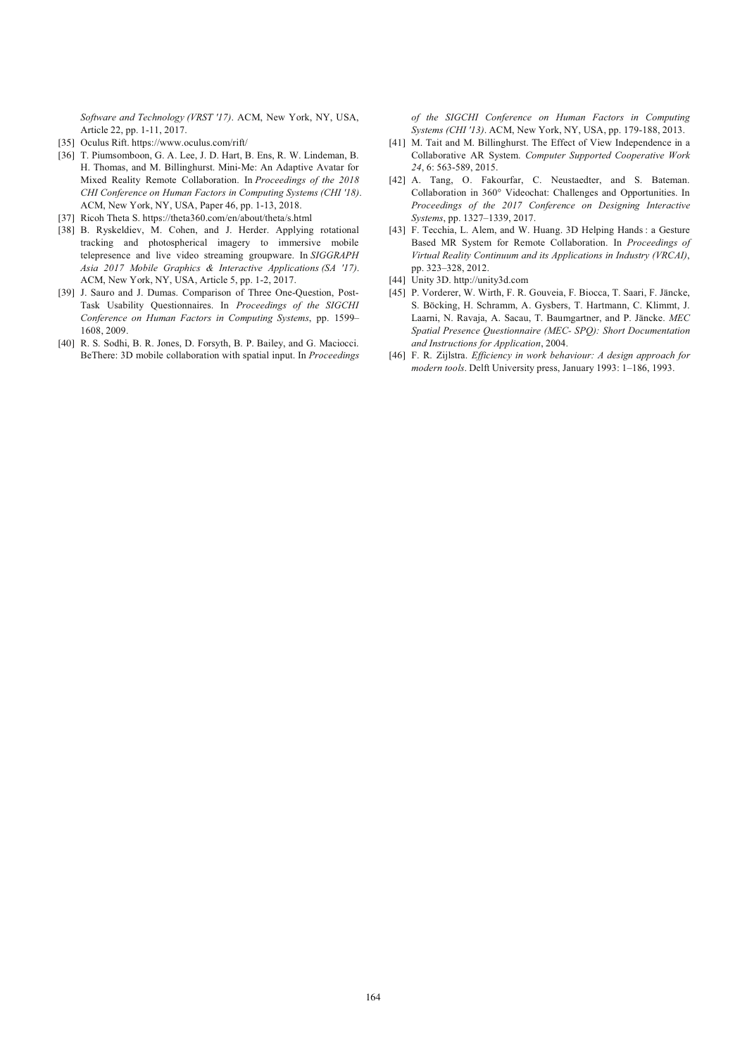*Software and Technology (VRST '17)*. ACM, New York, NY, USA, Article 22, pp. 1-11, 2017.

[35] Oculus Rift. https://www.oculus.com/rift/

[36] T. Piumsomboon, G. A. Lee, J. D. Hart, B. Ens, R. W. Lindeman, B. H. Thomas, and M. Billinghurst. Mini-Me: An Adaptive Avatar for Mixed Reality Remote Collaboration. In *Proceedings of the 2018 CHI Conference on Human Factors in Computing Systems (CHI '18)*. ACM, New York, NY, USA, Paper 46, pp. 1-13, 2018.

[37] Ricoh Theta S. https://theta360.com/en/about/theta/s.html

[38] B. Ryskeldiev, M. Cohen, and J. Herder. Applying rotational tracking and photospherical imagery to immersive mobile telepresence and live video streaming groupware. In *SIGGRAPH Asia 2017 Mobile Graphics & Interactive Applications (SA '17)*. ACM, New York, NY, USA, Article 5, pp. 1-2, 2017.

[39] J. Sauro and J. Dumas. Comparison of Three One-Question, Post-Task Usability Questionnaires. In *Proceedings of the SIGCHI Conference on Human Factors in Computing Systems*, pp. 1599–1608, 2009.

[40] R. S. Sodhi, B. R. Jones, D. Forsyth, B. P. Bailey, and G. Maciocci. BeThere: 3D mobile collaboration with spatial input. In *Proceedings of the SIGCHI Conference on Human Factors in Computing Systems (CHI '13)*. ACM, New York, NY, USA, pp. 179-188, 2013.

[41] M. Tait and M. Billinghurst. The Effect of View Independence in a Collaborative AR System. *Computer Supported Cooperative Work 24*, 6: 563-589, 2015.

[42] A. Tang, O. Fakourfar, C. Neustaedter, and S. Bateman. Collaboration in 360° Videochat: Challenges and Opportunities. In *Proceedings of the 2017 Conference on Designing Interactive Systems*, pp. 1327–1339, 2017.

[43] F. Tecchia, L. Alem, and W. Huang. 3D Helping Hands : a Gesture Based MR System for Remote Collaboration. In *Proceedings of Virtual Reality Continuum and its Applications in Industry (VRCAI)*, pp. 323–328, 2012.

[44] Unity 3D. http://unity3d.com

[45] P. Vorderer, W. Wirth, F. R. Gouveia, F. Biocca, T. Saari, F. Jäncke, S. Böcking, H. Schramm, A. Gysbers, T. Hartmann, C. Klimmt, J. Laarni, N. Ravaja, A. Sacau, T. Baumgartner, and P. Jäncke. *MEC Spatial Presence Questionnaire (MEC- SPQ): Short Documentation and Instructions for Application*, 2004.

[46] F. R. Zijlstra. *Efficiency in work behaviour: A design approach for modern tools*. Delft University press, January 1993: 1–186, 1993.